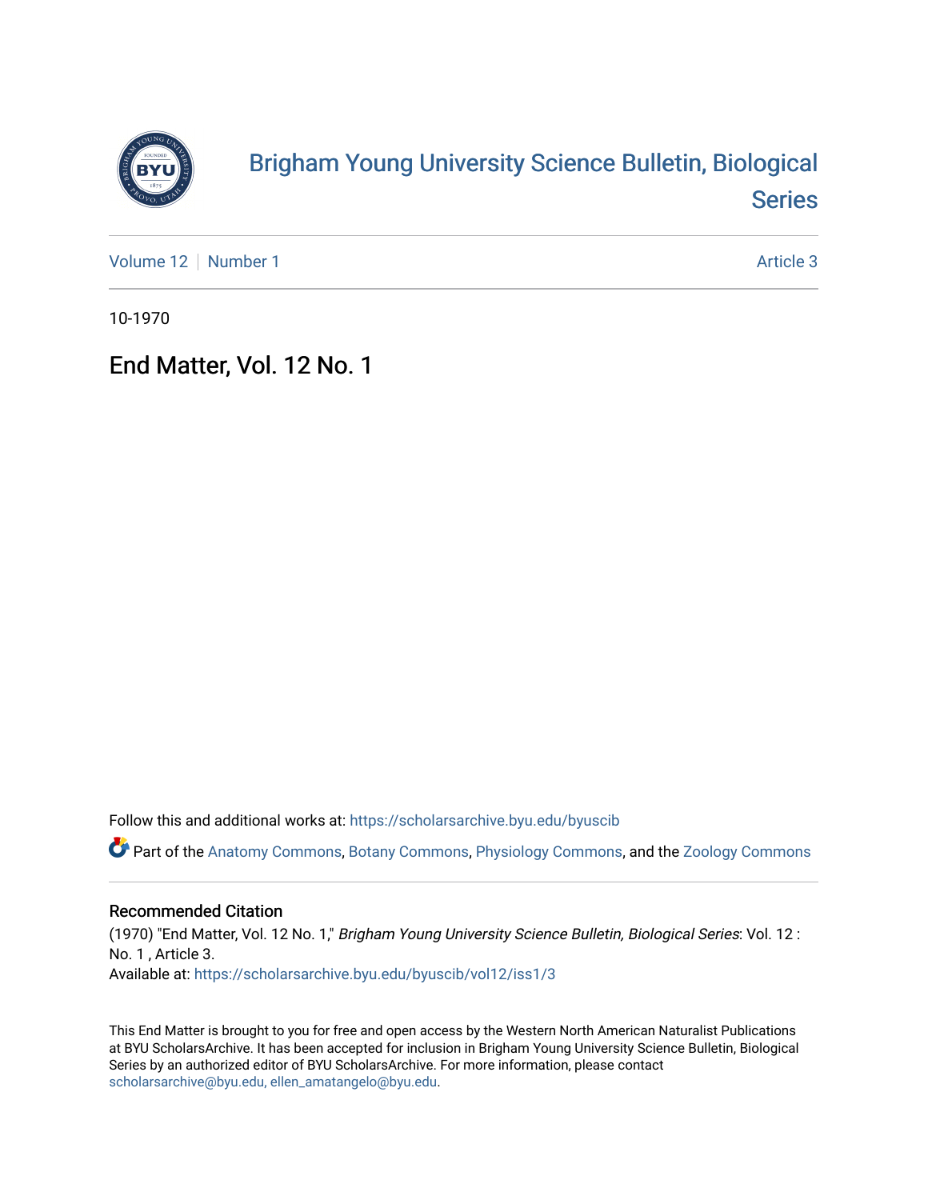# Brigham Young University Science Bulletin, Biological Series

Volume 12 | Number 1 — Article 3

10-1970

## End Matter, Vol. 12 No. 1

Follow this and additional works at: https://scholarsarchive.byu.edu/byuscib

Part of the Anatomy Commons, Botany Commons, Physiology Commons, and the Zoology Commons

### Recommended Citation

(1970) "End Matter, Vol. 12 No. 1," *Brigham Young University Science Bulletin, Biological Series*: Vol. 12 : No. 1 , Article 3.
Available at: https://scholarsarchive.byu.edu/byuscib/vol12/iss1/3

This End Matter is brought to you for free and open access by the Western North American Naturalist Publications at BYU ScholarsArchive. It has been accepted for inclusion in Brigham Young University Science Bulletin, Biological Series by an authorized editor of BYU ScholarsArchive. For more information, please contact scholarsarchive@byu.edu, ellen_amatangelo@byu.edu.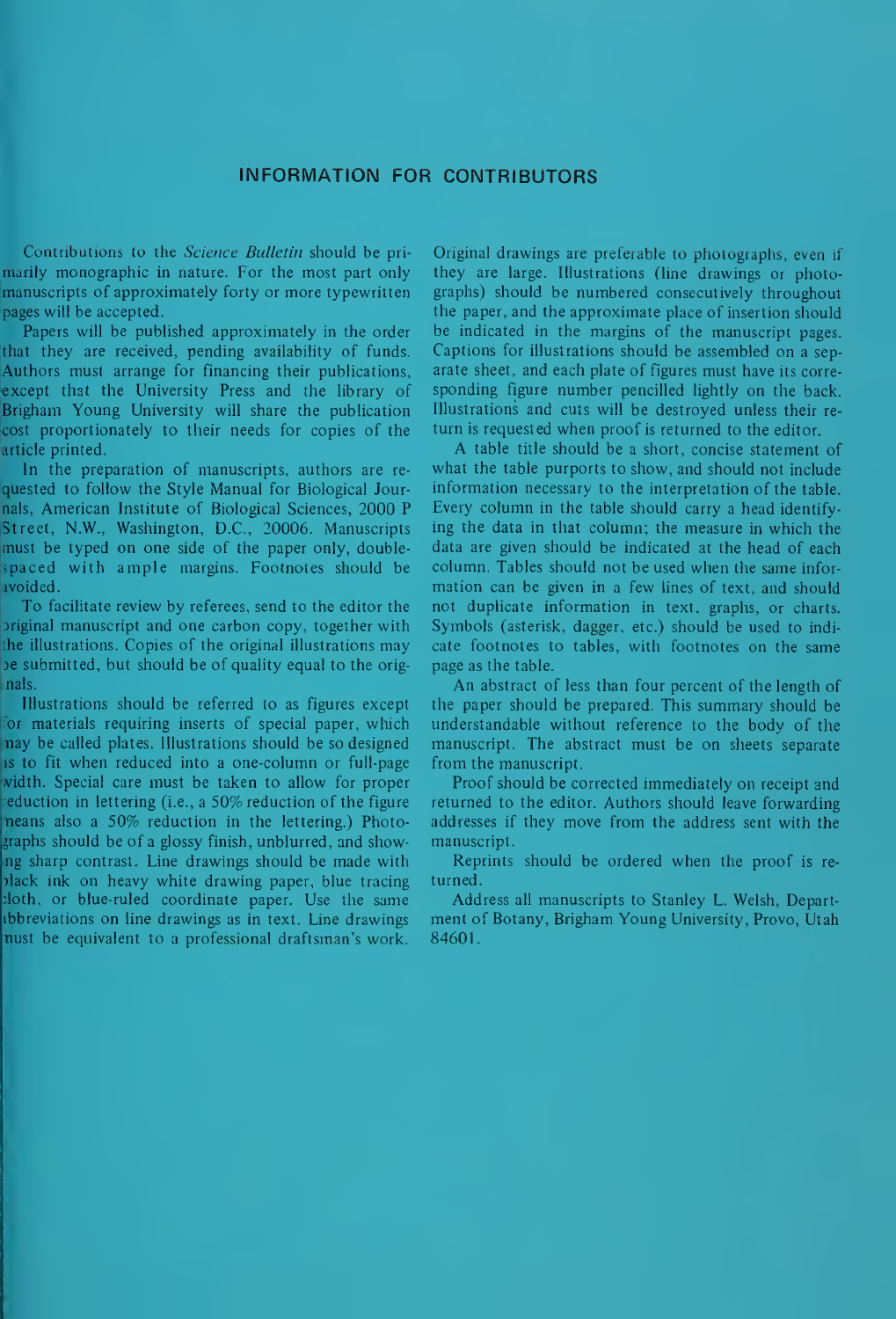# INFORMATION FOR CONTRIBUTORS

Contributions to the *Science Bulletin* should be primarily monographic in nature. For the most part only manuscripts of approximately forty or more typewritten pages will be accepted.

Papers will be published approximately in the order that they are received, pending availability of funds. Authors must arrange for financing their publications, except that the University Press and the library of Brigham Young University will share the publication cost proportionately to their needs for copies of the article printed.

In the preparation of manuscripts, authors are requested to follow the Style Manual for Biological Journals, American Institute of Biological Sciences, 2000 P Street, N.W., Washington, D.C., 20006. Manuscripts must be typed on one side of the paper only, double-spaced with ample margins. Footnotes should be avoided.

To facilitate review by referees, send to the editor the original manuscript and one carbon copy, together with the illustrations. Copies of the original illustrations may be submitted, but should be of quality equal to the originals.

Illustrations should be referred to as figures except for materials requiring inserts of special paper, which may be called plates. Illustrations should be so designed as to fit when reduced into a one-column or full-page width. Special care must be taken to allow for proper reduction in lettering (i.e., a 50% reduction of the figure means also a 50% reduction in the lettering.) Photographs should be of a glossy finish, unblurred, and showing sharp contrast. Line drawings should be made with black ink on heavy white drawing paper, blue tracing cloth, or blue-ruled coordinate paper. Use the same abbreviations on line drawings as in text. Line drawings must be equivalent to a professional draftsman's work. Original drawings are preferable to photographs, even if they are large. Illustrations (line drawings or photographs) should be numbered consecutively throughout the paper, and the approximate place of insertion should be indicated in the margins of the manuscript pages. Captions for illustrations should be assembled on a separate sheet, and each plate of figures must have its corresponding figure number pencilled lightly on the back. Illustrations and cuts will be destroyed unless their return is requested when proof is returned to the editor.

A table title should be a short, concise statement of what the table purports to show, and should not include information necessary to the interpretation of the table. Every column in the table should carry a head identifying the data in that column; the measure in which the data are given should be indicated at the head of each column. Tables should not be used when the same information can be given in a few lines of text, and should not duplicate information in text, graphs, or charts. Symbols (asterisk, dagger, etc.) should be used to indicate footnotes to tables, with footnotes on the same page as the table.

An abstract of less than four percent of the length of the paper should be prepared. This summary should be understandable without reference to the body of the manuscript. The abstract must be on sheets separate from the manuscript.

Proof should be corrected immediately on receipt and returned to the editor. Authors should leave forwarding addresses if they move from the address sent with the manuscript.

Reprints should be ordered when the proof is returned.

Address all manuscripts to Stanley L. Welsh, Department of Botany, Brigham Young University, Provo, Utah 84601.